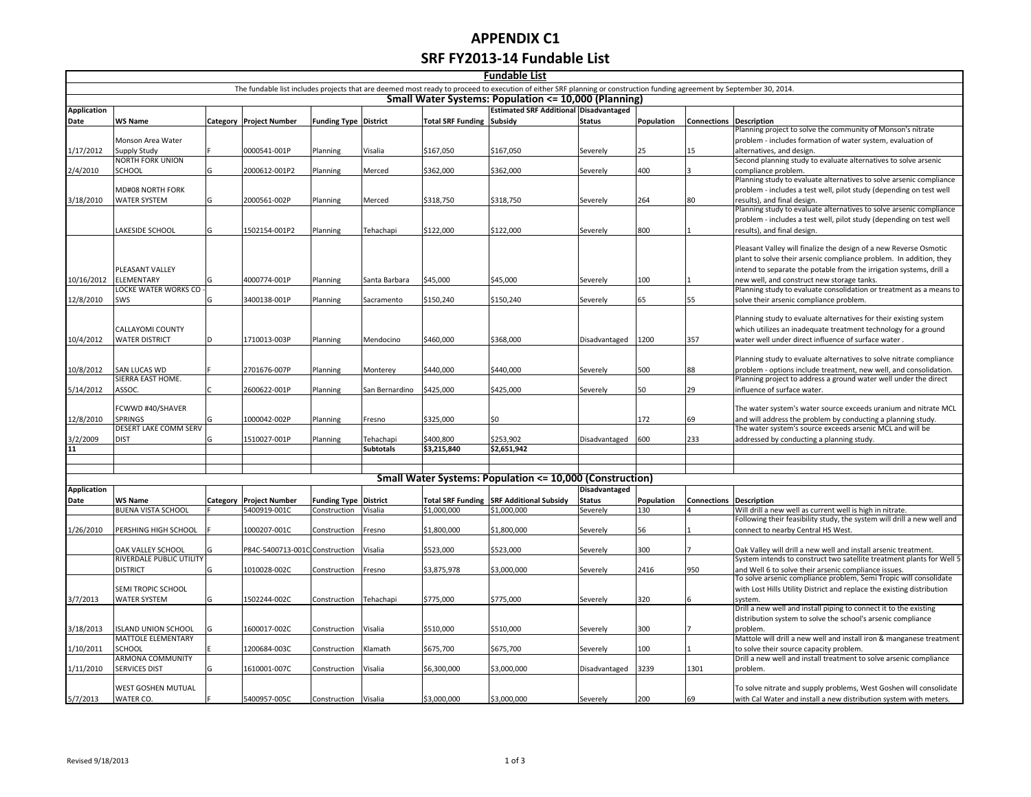# APPENDIX C1

# SRF FY2013-14 Fundable List

## Fundable List

The fundable list includes projects that are deemed most ready to proceed to execution of either SRF planning or construction funding agreement by September 30, 2014.

### Small Water Systems: Population <= 10,000 (Planning)

| Application Date | WS Name | Category | Project Number | Funding Type | District | Total SRF Funding | Estimated SRF Additional Subsidy | Disadvantaged Status | Population | Connections | Description |
|---|---|---|---|---|---|---|---|---|---|---|---|
| 1/17/2012 | Monson Area Water Supply Study | F | 0000541-001P | Planning | Visalia | $167,050 | $167,050 | Severely | 25 | 15 | Planning project to solve the community of Monson's nitrate problem - includes formation of water system, evaluation of alternatives, and design. |
| 2/4/2010 | NORTH FORK UNION SCHOOL | G | 2000612-001P2 | Planning | Merced | $362,000 | $362,000 | Severely | 400 | 3 | Second planning study to evaluate alternatives to solve arsenic compliance problem. |
| 3/18/2010 | MD#08 NORTH FORK WATER SYSTEM | G | 2000561-002P | Planning | Merced | $318,750 | $318,750 | Severely | 264 | 80 | Planning study to evaluate alternatives to solve arsenic compliance problem - includes a test well, pilot study (depending on test well results), and final design. |
| | LAKESIDE SCHOOL | G | 1502154-001P2 | Planning | Tehachapi | $122,000 | $122,000 | Severely | 800 | 1 | Planning study to evaluate alternatives to solve arsenic compliance problem - includes a test well, pilot study (depending on test well results), and final design. |
| 10/16/2012 | PLEASANT VALLEY ELEMENTARY | G | 4000774-001P | Planning | Santa Barbara | $45,000 | $45,000 | Severely | 100 | 1 | Pleasant Valley will finalize the design of a new Reverse Osmotic plant to solve their arsenic compliance problem. In addition, they intend to separate the potable from the irrigation systems, drill a new well, and construct new storage tanks. |
| 12/8/2010 | LOCKE WATER WORKS CO - SWS | G | 3400138-001P | Planning | Sacramento | $150,240 | $150,240 | Severely | 65 | 55 | Planning study to evaluate consolidation or treatment as a means to solve their arsenic compliance problem. |
| 10/4/2012 | CALLAYOMI COUNTY WATER DISTRICT | D | 1710013-003P | Planning | Mendocino | $460,000 | $368,000 | Disadvantaged | 1200 | 357 | Planning study to evaluate alternatives for their existing system which utilizes an inadequate treatment technology for a ground water well under direct influence of surface water . |
| 10/8/2012 | SAN LUCAS WD | F | 2701676-007P | Planning | Monterey | $440,000 | $440,000 | Severely | 500 | 88 | Planning study to evaluate alternatives to solve nitrate compliance problem - options include treatment, new well, and consolidation. |
| 5/14/2012 | SIERRA EAST HOME. ASSOC. | C | 2600622-001P | Planning | San Bernardino | $425,000 | $425,000 | Severely | 50 | 29 | Planning project to address a ground water well under the direct influence of surface water. |
| 12/8/2010 | FCWWD #40/SHAVER SPRINGS | G | 1000042-002P | Planning | Fresno | $325,000 | $0 | | 172 | 69 | The water system's water source exceeds uranium and nitrate MCL and will address the problem by conducting a planning study. |
| 3/2/2009 | DESERT LAKE COMM SERV DIST | G | 1510027-001P | Planning | Tehachapi | $400,800 | $253,902 | Disadvantaged | 600 | 233 | The water system's source exceeds arsenic MCL and will be addressed by conducting a planning study. |
| **11** | | | | | **Subtotals** | **$3,215,840** | **$2,651,942** | | | | |

### Small Water Systems: Population <= 10,000 (Construction)

| Application Date | WS Name | Category | Project Number | Funding Type | District | Total SRF Funding | SRF Additional Subsidy | Disadvantaged Status | Population | Connections | Description |
|---|---|---|---|---|---|---|---|---|---|---|---|
| | BUENA VISTA SCHOOL | F | 5400919-001C | Construction | Visalia | $1,000,000 | $1,000,000 | Severely | 130 | 4 | Will drill a new well as current well is high in nitrate. |
| 1/26/2010 | PERSHING HIGH SCHOOL | F | 1000207-001C | Construction | Fresno | $1,800,000 | $1,800,000 | Severely | 56 | 1 | Following their feasibility study, the system will drill a new well and connect to nearby Central HS West. |
| | OAK VALLEY SCHOOL | G | P84C-5400713-001C | Construction | Visalia | $523,000 | $523,000 | Severely | 300 | 7 | Oak Valley will drill a new well and install arsenic treatment. |
| | RIVERDALE PUBLIC UTILITY DISTRICT | G | 1010028-002C | Construction | Fresno | $3,875,978 | $3,000,000 | Severely | 2416 | 950 | System intends to construct two satellite treatment plants for Well 5 and Well 6 to solve their arsenic compliance issues. |
| 3/7/2013 | SEMI TROPIC SCHOOL WATER SYSTEM | G | 1502244-002C | Construction | Tehachapi | $775,000 | $775,000 | Severely | 320 | 6 | To solve arsenic compliance problem, Semi Tropic will consolidate with Lost Hills Utility District and replace the existing distribution system. |
| 3/18/2013 | ISLAND UNION SCHOOL | G | 1600017-002C | Construction | Visalia | $510,000 | $510,000 | Severely | 300 | 7 | Drill a new well and install piping to connect it to the existing distribution system to solve the school's arsenic compliance problem. |
| 1/10/2011 | MATTOLE ELEMENTARY SCHOOL | E | 1200684-003C | Construction | Klamath | $675,700 | $675,700 | Severely | 100 | 1 | Mattole will drill a new well and install iron & manganese treatment to solve their source capacity problem. |
| 1/11/2010 | ARMONA COMMUNITY SERVICES DIST | G | 1610001-007C | Construction | Visalia | $6,300,000 | $3,000,000 | Disadvantaged | 3239 | 1301 | Drill a new well and install treatment to solve arsenic compliance problem. |
| 5/7/2013 | WEST GOSHEN MUTUAL WATER CO. | F | 5400957-005C | Construction | Visalia | $3,000,000 | $3,000,000 | Severely | 200 | 69 | To solve nitrate and supply problems, West Goshen will consolidate with Cal Water and install a new distribution system with meters. |

Revised 9/18/2013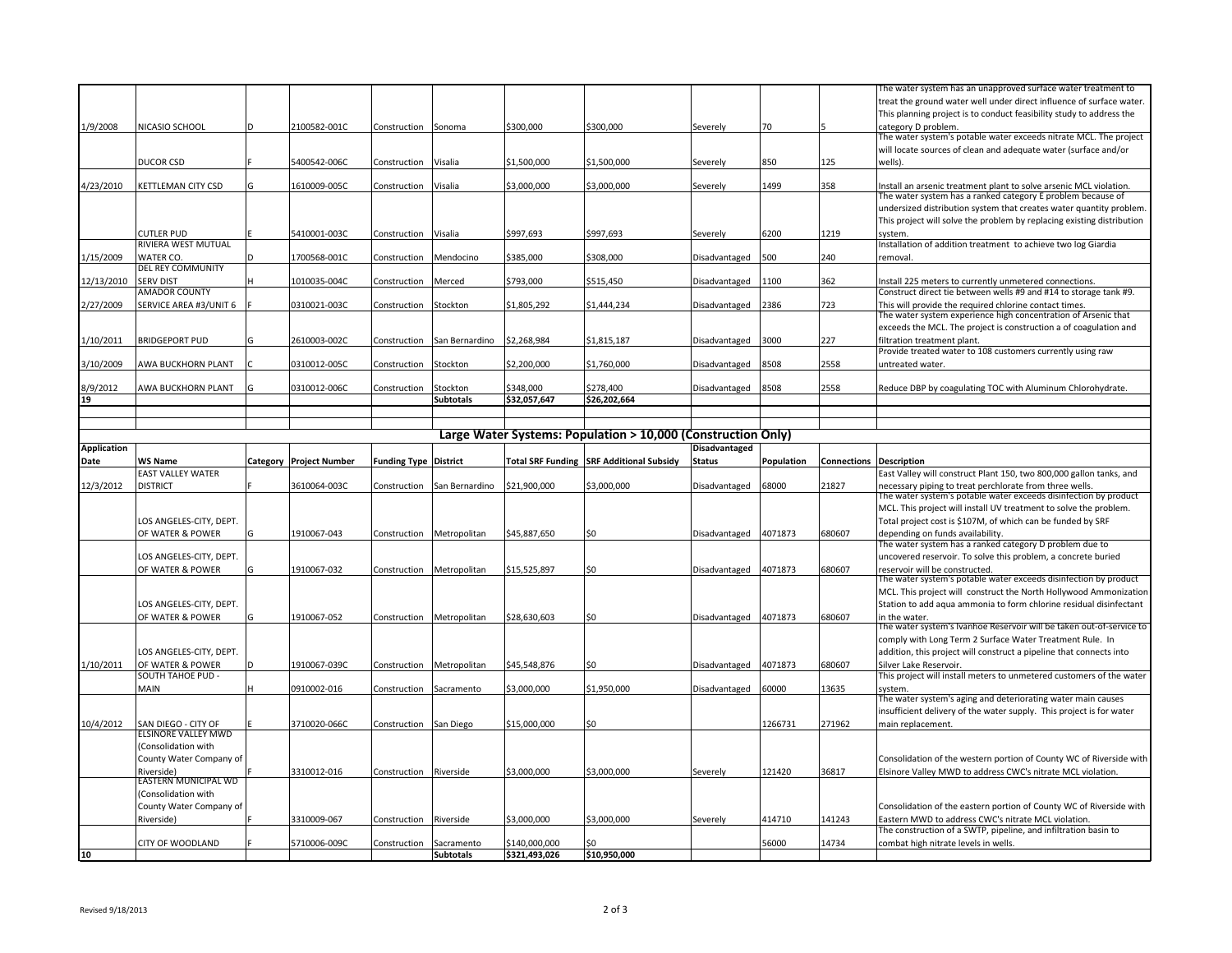| Application Date | WS Name | Category | Project Number | Funding Type | District | Total SRF Funding | SRF Additional Subsidy | Disadvantaged Status | Population | Connections | Description |
|---|---|---|---|---|---|---|---|---|---|---|---|
| 1/9/2008 | NICASIO SCHOOL | D | 2100582-001C | Construction | Sonoma | $300,000 | $300,000 | Severely | 70 | 5 | The water system has an unapproved surface water treatment to treat the ground water well under direct influence of surface water. This planning project is to conduct feasibility study to address the category D problem. |
| | DUCOR CSD | F | 5400542-006C | Construction | Visalia | $1,500,000 | $1,500,000 | Severely | 850 | 125 | The water system's potable water exceeds nitrate MCL. The project will locate sources of clean and adequate water (surface and/or wells). |
| 4/23/2010 | KETTLEMAN CITY CSD | G | 1610009-005C | Construction | Visalia | $3,000,000 | $3,000,000 | Severely | 1499 | 358 | Install an arsenic treatment plant to solve arsenic MCL violation. |
| | CUTLER PUD | E | 5410001-003C | Construction | Visalia | $997,693 | $997,693 | Severely | 6200 | 1219 | The water system has a ranked category E problem because of undersized distribution system that creates water quantity problem. This project will solve the problem by replacing existing distribution system. |
| 1/15/2009 | RIVIERA WEST MUTUAL WATER CO. | D | 1700568-001C | Construction | Mendocino | $385,000 | $308,000 | Disadvantaged | 500 | 240 | Installation of addition treatment to achieve two log Giardia removal. |
| 12/13/2010 | DEL REY COMMUNITY SERV DIST | H | 1010035-004C | Construction | Merced | $793,000 | $515,450 | Disadvantaged | 1100 | 362 | Install 225 meters to currently unmetered connections. |
| 2/27/2009 | AMADOR COUNTY SERVICE AREA #3/UNIT 6 | F | 0310021-003C | Construction | Stockton | $1,805,292 | $1,444,234 | Disadvantaged | 2386 | 723 | Construct direct tie between wells #9 and #14 to storage tank #9. This will provide the required chlorine contact times. |
| 1/10/2011 | BRIDGEPORT PUD | G | 2610003-002C | Construction | San Bernardino | $2,268,984 | $1,815,187 | Disadvantaged | 3000 | 227 | The water system experience high concentration of Arsenic that exceeds the MCL. The project is construction a of coagulation and filtration treatment plant. |
| 3/10/2009 | AWA BUCKHORN PLANT | C | 0310012-005C | Construction | Stockton | $2,200,000 | $1,760,000 | Disadvantaged | 8508 | 2558 | Provide treated water to 108 customers currently using raw untreated water. |
| 8/9/2012 | AWA BUCKHORN PLANT | G | 0310012-006C | Construction | Stockton | $348,000 | $278,400 | Disadvantaged | 8508 | 2558 | Reduce DBP by coagulating TOC with Aluminum Chlorohydrate. |
| **19** | | | | | **Subtotals** | **$32,057,647** | **$26,202,664** | | | | |

## Large Water Systems: Population > 10,000 (Construction Only)

| Application Date | WS Name | Category | Project Number | Funding Type | District | Total SRF Funding | SRF Additional Subsidy | Disadvantaged Status | Population | Connections | Description |
|---|---|---|---|---|---|---|---|---|---|---|---|
| 12/3/2012 | EAST VALLEY WATER DISTRICT | F | 3610064-003C | Construction | San Bernardino | $21,900,000 | $3,000,000 | Disadvantaged | 68000 | 21827 | East Valley will construct Plant 150, two 800,000 gallon tanks, and necessary piping to treat perchlorate from three wells. |
| | LOS ANGELES-CITY, DEPT. OF WATER & POWER | G | 1910067-043 | Construction | Metropolitan | $45,887,650 | $0 | Disadvantaged | 4071873 | 680607 | The water system's potable water exceeds disinfection by product MCL. This project will install UV treatment to solve the problem. Total project cost is $107M, of which can be funded by SRF depending on funds availability. |
| | LOS ANGELES-CITY, DEPT. OF WATER & POWER | G | 1910067-032 | Construction | Metropolitan | $15,525,897 | $0 | Disadvantaged | 4071873 | 680607 | The water system has a ranked category D problem due to uncovered reservoir. To solve this problem, a concrete buried reservoir will be constructed. |
| | LOS ANGELES-CITY, DEPT. OF WATER & POWER | G | 1910067-052 | Construction | Metropolitan | $28,630,603 | $0 | Disadvantaged | 4071873 | 680607 | The water system's potable water exceeds disinfection by product MCL. This project will construct the North Hollywood Ammonization Station to add aqua ammonia to form chlorine residual disinfectant in the water. |
| 1/10/2011 | LOS ANGELES-CITY, DEPT. OF WATER & POWER | D | 1910067-039C | Construction | Metropolitan | $45,548,876 | $0 | Disadvantaged | 4071873 | 680607 | The water system's Ivanhoe Reservoir will be taken out-of-service to comply with Long Term 2 Surface Water Treatment Rule. In addition, this project will construct a pipeline that connects into Silver Lake Reservoir. |
| | SOUTH TAHOE PUD - MAIN | H | 0910002-016 | Construction | Sacramento | $3,000,000 | $1,950,000 | Disadvantaged | 60000 | 13635 | This project will install meters to unmetered customers of the water system. |
| 10/4/2012 | SAN DIEGO - CITY OF | E | 3710020-066C | Construction | San Diego | $15,000,000 | $0 | | 1266731 | 271962 | The water system's aging and deteriorating water main causes insufficient delivery of the water supply. This project is for water main replacement. |
| | ELSINORE VALLEY MWD (Consolidation with County Water Company of Riverside) | F | 3310012-016 | Construction | Riverside | $3,000,000 | $3,000,000 | Severely | 121420 | 36817 | Consolidation of the western portion of County WC of Riverside with Elsinore Valley MWD to address CWC's nitrate MCL violation. |
| | EASTERN MUNICIPAL WD (Consolidation with County Water Company of Riverside) | F | 3310009-067 | Construction | Riverside | $3,000,000 | $3,000,000 | Severely | 414710 | 141243 | Consolidation of the eastern portion of County WC of Riverside with Eastern MWD to address CWC's nitrate MCL violation. |
| | CITY OF WOODLAND | F | 5710006-009C | Construction | Sacramento | $140,000,000 | $0 | | 56000 | 14734 | The construction of a SWTP, pipeline, and infiltration basin to combat high nitrate levels in wells. |
| **10** | | | | | **Subtotals** | **$321,493,026** | **$10,950,000** | | | | |

Revised 9/18/2013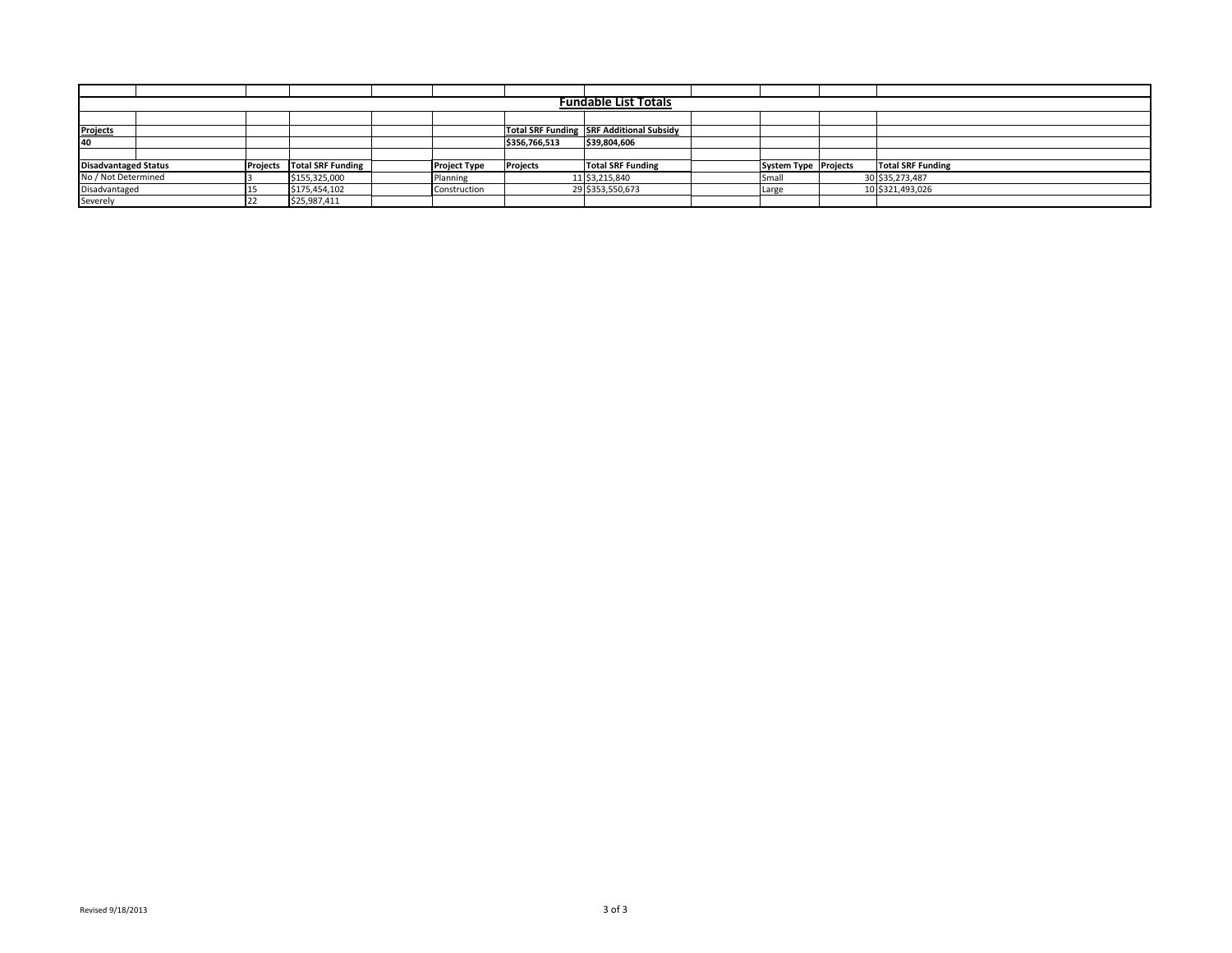## Fundable List Totals

| Projects | Total SRF Funding | SRF Additional Subsidy |
|---|---|---|
| 40 | $356,766,513 | $39,804,606 |

| Disadvantaged Status | Projects | Total SRF Funding |
|---|---|---|
| No / Not Determined | 3 | $155,325,000 |
| Disadvantaged | 15 | $175,454,102 |
| Severely | 22 | $25,987,411 |

| Project Type | Projects | Total SRF Funding |
|---|---|---|
| Planning | 11 | $3,215,840 |
| Construction | 29 | $353,550,673 |

| System Type | Projects | Total SRF Funding |
|---|---|---|
| Small | 30 | $35,273,487 |
| Large | 10 | $321,493,026 |

Revised 9/18/2013